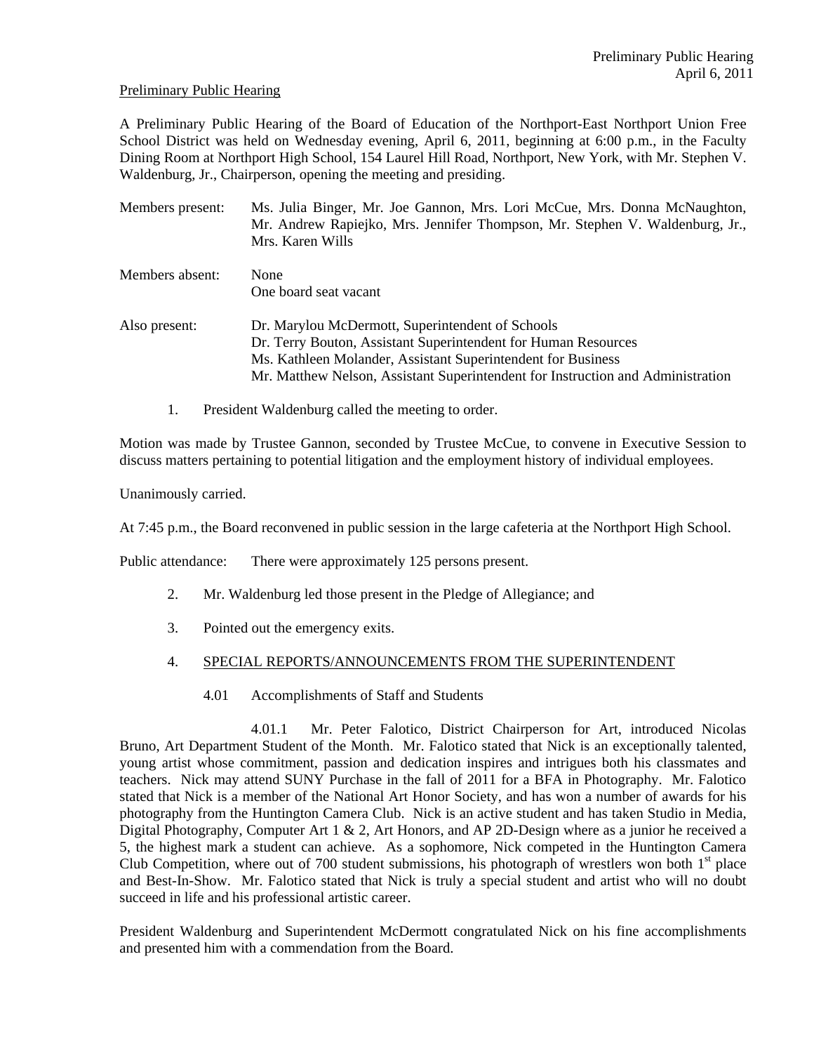Preliminary Public Hearing

A Preliminary Public Hearing of the Board of Education of the Northport-East Northport Union Free School District was held on Wednesday evening, April 6, 2011, beginning at 6:00 p.m., in the Faculty Dining Room at Northport High School, 154 Laurel Hill Road, Northport, New York, with Mr. Stephen V. Waldenburg, Jr., Chairperson, opening the meeting and presiding.

Members present: Ms. Julia Binger, Mr. Joe Gannon, Mrs. Lori McCue, Mrs. Donna McNaughton, Mr. Andrew Rapiejko, Mrs. Jennifer Thompson, Mr. Stephen V. Waldenburg, Jr., Mrs. Karen Wills

Members absent: None
One board seat vacant

Also present: Dr. Marylou McDermott, Superintendent of Schools
Dr. Terry Bouton, Assistant Superintendent for Human Resources
Ms. Kathleen Molander, Assistant Superintendent for Business
Mr. Matthew Nelson, Assistant Superintendent for Instruction and Administration

1. President Waldenburg called the meeting to order.

Motion was made by Trustee Gannon, seconded by Trustee McCue, to convene in Executive Session to discuss matters pertaining to potential litigation and the employment history of individual employees.

Unanimously carried.

At 7:45 p.m., the Board reconvened in public session in the large cafeteria at the Northport High School.

Public attendance: There were approximately 125 persons present.

2. Mr. Waldenburg led those present in the Pledge of Allegiance; and

3. Pointed out the emergency exits.

4. SPECIAL REPORTS/ANNOUNCEMENTS FROM THE SUPERINTENDENT

4.01 Accomplishments of Staff and Students

4.01.1 Mr. Peter Falotico, District Chairperson for Art, introduced Nicolas Bruno, Art Department Student of the Month. Mr. Falotico stated that Nick is an exceptionally talented, young artist whose commitment, passion and dedication inspires and intrigues both his classmates and teachers. Nick may attend SUNY Purchase in the fall of 2011 for a BFA in Photography. Mr. Falotico stated that Nick is a member of the National Art Honor Society, and has won a number of awards for his photography from the Huntington Camera Club. Nick is an active student and has taken Studio in Media, Digital Photography, Computer Art 1 & 2, Art Honors, and AP 2D-Design where as a junior he received a 5, the highest mark a student can achieve. As a sophomore, Nick competed in the Huntington Camera Club Competition, where out of 700 student submissions, his photograph of wrestlers won both 1st place and Best-In-Show. Mr. Falotico stated that Nick is truly a special student and artist who will no doubt succeed in life and his professional artistic career.

President Waldenburg and Superintendent McDermott congratulated Nick on his fine accomplishments and presented him with a commendation from the Board.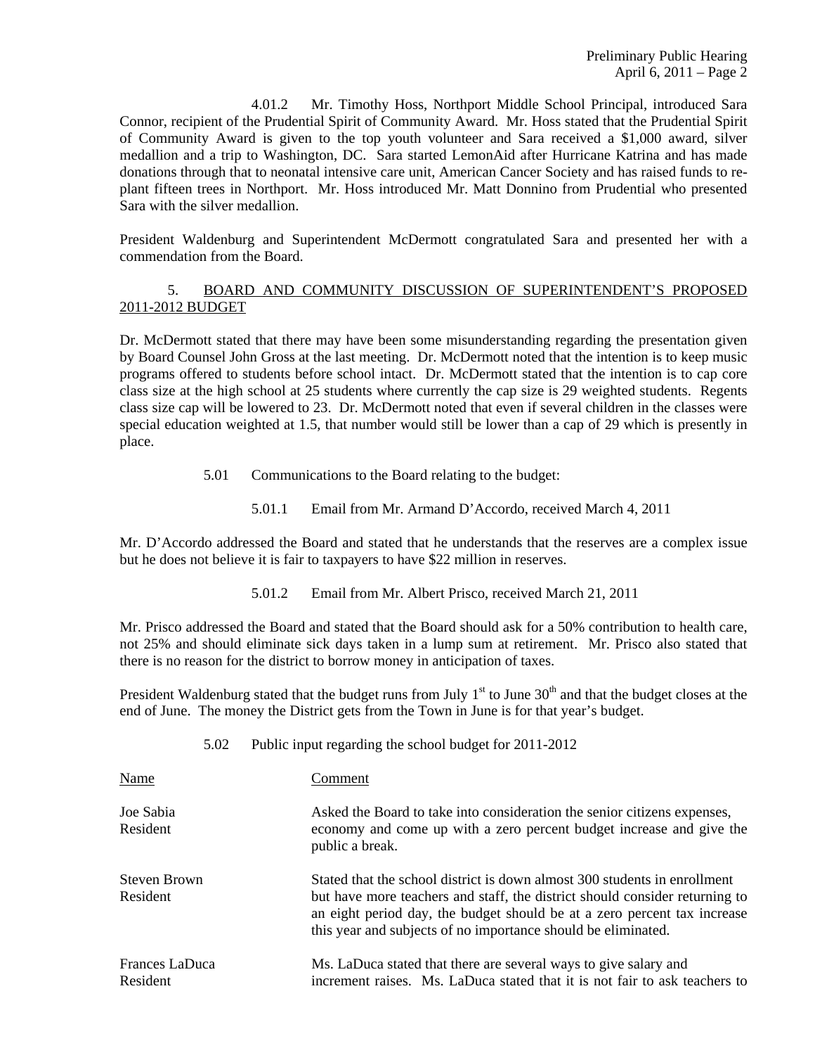4.01.2 Mr. Timothy Hoss, Northport Middle School Principal, introduced Sara Connor, recipient of the Prudential Spirit of Community Award. Mr. Hoss stated that the Prudential Spirit of Community Award is given to the top youth volunteer and Sara received a $1,000 award, silver medallion and a trip to Washington, DC. Sara started LemonAid after Hurricane Katrina and has made donations through that to neonatal intensive care unit, American Cancer Society and has raised funds to re-plant fifteen trees in Northport. Mr. Hoss introduced Mr. Matt Donnino from Prudential who presented Sara with the silver medallion.

President Waldenburg and Superintendent McDermott congratulated Sara and presented her with a commendation from the Board.

5. BOARD AND COMMUNITY DISCUSSION OF SUPERINTENDENT'S PROPOSED 2011-2012 BUDGET

Dr. McDermott stated that there may have been some misunderstanding regarding the presentation given by Board Counsel John Gross at the last meeting. Dr. McDermott noted that the intention is to keep music programs offered to students before school intact. Dr. McDermott stated that the intention is to cap core class size at the high school at 25 students where currently the cap size is 29 weighted students. Regents class size cap will be lowered to 23. Dr. McDermott noted that even if several children in the classes were special education weighted at 1.5, that number would still be lower than a cap of 29 which is presently in place.

5.01 Communications to the Board relating to the budget:

5.01.1 Email from Mr. Armand D'Accordo, received March 4, 2011

Mr. D'Accordo addressed the Board and stated that he understands that the reserves are a complex issue but he does not believe it is fair to taxpayers to have $22 million in reserves.

5.01.2 Email from Mr. Albert Prisco, received March 21, 2011

Mr. Prisco addressed the Board and stated that the Board should ask for a 50% contribution to health care, not 25% and should eliminate sick days taken in a lump sum at retirement. Mr. Prisco also stated that there is no reason for the district to borrow money in anticipation of taxes.

President Waldenburg stated that the budget runs from July 1st to June 30th and that the budget closes at the end of June. The money the District gets from the Town in June is for that year's budget.

5.02 Public input regarding the school budget for 2011-2012

| Name | Comment |
|---|---|
| Joe Sabia<br>Resident | Asked the Board to take into consideration the senior citizens expenses, economy and come up with a zero percent budget increase and give the public a break. |
| Steven Brown<br>Resident | Stated that the school district is down almost 300 students in enrollment but have more teachers and staff, the district should consider returning to an eight period day, the budget should be at a zero percent tax increase this year and subjects of no importance should be eliminated. |
| Frances LaDuca<br>Resident | Ms. LaDuca stated that there are several ways to give salary and increment raises. Ms. LaDuca stated that it is not fair to ask teachers to |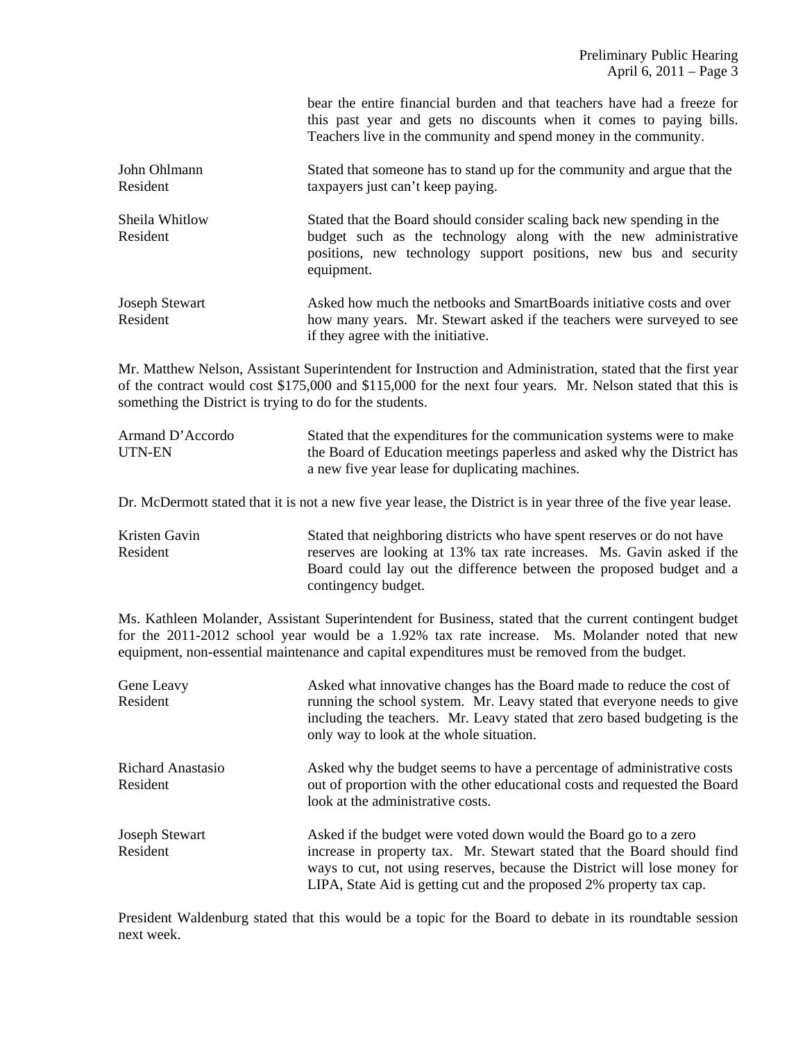bear the entire financial burden and that teachers have had a freeze for this past year and gets no discounts when it comes to paying bills. Teachers live in the community and spend money in the community.

| | |
|---|---|
| John Ohlmann<br>Resident | Stated that someone has to stand up for the community and argue that the taxpayers just can't keep paying. |
| Sheila Whitlow<br>Resident | Stated that the Board should consider scaling back new spending in the budget such as the technology along with the new administrative positions, new technology support positions, new bus and security equipment. |
| Joseph Stewart<br>Resident | Asked how much the netbooks and SmartBoards initiative costs and over how many years. Mr. Stewart asked if the teachers were surveyed to see if they agree with the initiative. |

Mr. Matthew Nelson, Assistant Superintendent for Instruction and Administration, stated that the first year of the contract would cost $175,000 and $115,000 for the next four years. Mr. Nelson stated that this is something the District is trying to do for the students.

| | |
|---|---|
| Armand D'Accordo<br>UTN-EN | Stated that the expenditures for the communication systems were to make the Board of Education meetings paperless and asked why the District has a new five year lease for duplicating machines. |

Dr. McDermott stated that it is not a new five year lease, the District is in year three of the five year lease.

| | |
|---|---|
| Kristen Gavin<br>Resident | Stated that neighboring districts who have spent reserves or do not have reserves are looking at 13% tax rate increases. Ms. Gavin asked if the Board could lay out the difference between the proposed budget and a contingency budget. |

Ms. Kathleen Molander, Assistant Superintendent for Business, stated that the current contingent budget for the 2011-2012 school year would be a 1.92% tax rate increase. Ms. Molander noted that new equipment, non-essential maintenance and capital expenditures must be removed from the budget.

| | |
|---|---|
| Gene Leavy<br>Resident | Asked what innovative changes has the Board made to reduce the cost of running the school system. Mr. Leavy stated that everyone needs to give including the teachers. Mr. Leavy stated that zero based budgeting is the only way to look at the whole situation. |
| Richard Anastasio<br>Resident | Asked why the budget seems to have a percentage of administrative costs out of proportion with the other educational costs and requested the Board look at the administrative costs. |
| Joseph Stewart<br>Resident | Asked if the budget were voted down would the Board go to a zero increase in property tax. Mr. Stewart stated that the Board should find ways to cut, not using reserves, because the District will lose money for LIPA, State Aid is getting cut and the proposed 2% property tax cap. |

President Waldenburg stated that this would be a topic for the Board to debate in its roundtable session next week.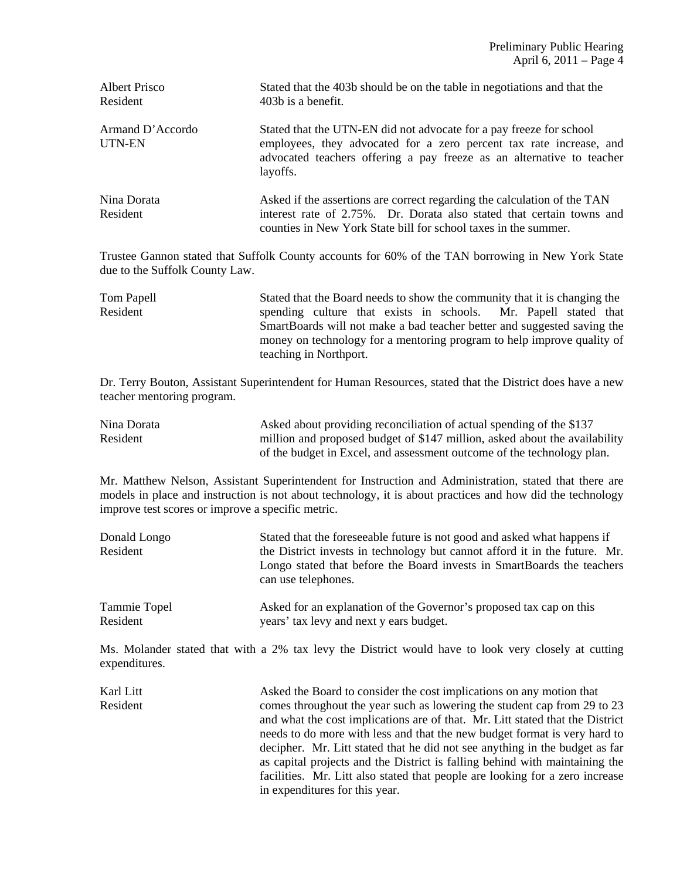| | |
|---|---|
| Albert Prisco<br>Resident | Stated that the 403b should be on the table in negotiations and that the 403b is a benefit. |
| Armand D'Accordo<br>UTN-EN | Stated that the UTN-EN did not advocate for a pay freeze for school employees, they advocated for a zero percent tax rate increase, and advocated teachers offering a pay freeze as an alternative to teacher layoffs. |
| Nina Dorata<br>Resident | Asked if the assertions are correct regarding the calculation of the TAN interest rate of 2.75%. Dr. Dorata also stated that certain towns and counties in New York State bill for school taxes in the summer. |

Trustee Gannon stated that Suffolk County accounts for 60% of the TAN borrowing in New York State due to the Suffolk County Law.

| | |
|---|---|
| Tom Papell<br>Resident | Stated that the Board needs to show the community that it is changing the spending culture that exists in schools. Mr. Papell stated that SmartBoards will not make a bad teacher better and suggested saving the money on technology for a mentoring program to help improve quality of teaching in Northport. |

Dr. Terry Bouton, Assistant Superintendent for Human Resources, stated that the District does have a new teacher mentoring program.

| | |
|---|---|
| Nina Dorata<br>Resident | Asked about providing reconciliation of actual spending of the $137 million and proposed budget of $147 million, asked about the availability of the budget in Excel, and assessment outcome of the technology plan. |

Mr. Matthew Nelson, Assistant Superintendent for Instruction and Administration, stated that there are models in place and instruction is not about technology, it is about practices and how did the technology improve test scores or improve a specific metric.

| | |
|---|---|
| Donald Longo<br>Resident | Stated that the foreseeable future is not good and asked what happens if the District invests in technology but cannot afford it in the future. Mr. Longo stated that before the Board invests in SmartBoards the teachers can use telephones. |
| Tammie Topel<br>Resident | Asked for an explanation of the Governor's proposed tax cap on this years' tax levy and next y ears budget. |

Ms. Molander stated that with a 2% tax levy the District would have to look very closely at cutting expenditures.

| | |
|---|---|
| Karl Litt<br>Resident | Asked the Board to consider the cost implications on any motion that comes throughout the year such as lowering the student cap from 29 to 23 and what the cost implications are of that. Mr. Litt stated that the District needs to do more with less and that the new budget format is very hard to decipher. Mr. Litt stated that he did not see anything in the budget as far as capital projects and the District is falling behind with maintaining the facilities. Mr. Litt also stated that people are looking for a zero increase in expenditures for this year. |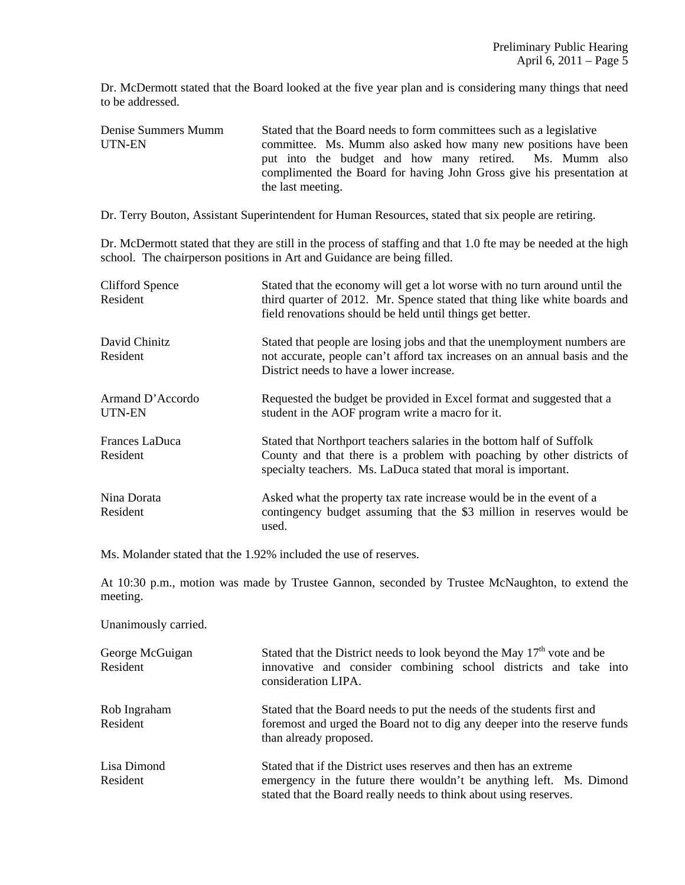Dr. McDermott stated that the Board looked at the five year plan and is considering many things that need to be addressed.

| | |
|---|---|
| Denise Summers Mumm<br>UTN-EN | Stated that the Board needs to form committees such as a legislative committee. Ms. Mumm also asked how many new positions have been put into the budget and how many retired. Ms. Mumm also complimented the Board for having John Gross give his presentation at the last meeting. |

Dr. Terry Bouton, Assistant Superintendent for Human Resources, stated that six people are retiring.

Dr. McDermott stated that they are still in the process of staffing and that 1.0 fte may be needed at the high school. The chairperson positions in Art and Guidance are being filled.

| | |
|---|---|
| Clifford Spence<br>Resident | Stated that the economy will get a lot worse with no turn around until the third quarter of 2012. Mr. Spence stated that thing like white boards and field renovations should be held until things get better. |
| David Chinitz<br>Resident | Stated that people are losing jobs and that the unemployment numbers are not accurate, people can't afford tax increases on an annual basis and the District needs to have a lower increase. |
| Armand D'Accordo<br>UTN-EN | Requested the budget be provided in Excel format and suggested that a student in the AOF program write a macro for it. |
| Frances LaDuca<br>Resident | Stated that Northport teachers salaries in the bottom half of Suffolk County and that there is a problem with poaching by other districts of specialty teachers. Ms. LaDuca stated that moral is important. |
| Nina Dorata<br>Resident | Asked what the property tax rate increase would be in the event of a contingency budget assuming that the $3 million in reserves would be used. |

Ms. Molander stated that the 1.92% included the use of reserves.

At 10:30 p.m., motion was made by Trustee Gannon, seconded by Trustee McNaughton, to extend the meeting.

Unanimously carried.

| | |
|---|---|
| George McGuigan<br>Resident | Stated that the District needs to look beyond the May 17th vote and be innovative and consider combining school districts and take into consideration LIPA. |
| Rob Ingraham<br>Resident | Stated that the Board needs to put the needs of the students first and foremost and urged the Board not to dig any deeper into the reserve funds than already proposed. |
| Lisa Dimond<br>Resident | Stated that if the District uses reserves and then has an extreme emergency in the future there wouldn't be anything left. Ms. Dimond stated that the Board really needs to think about using reserves. |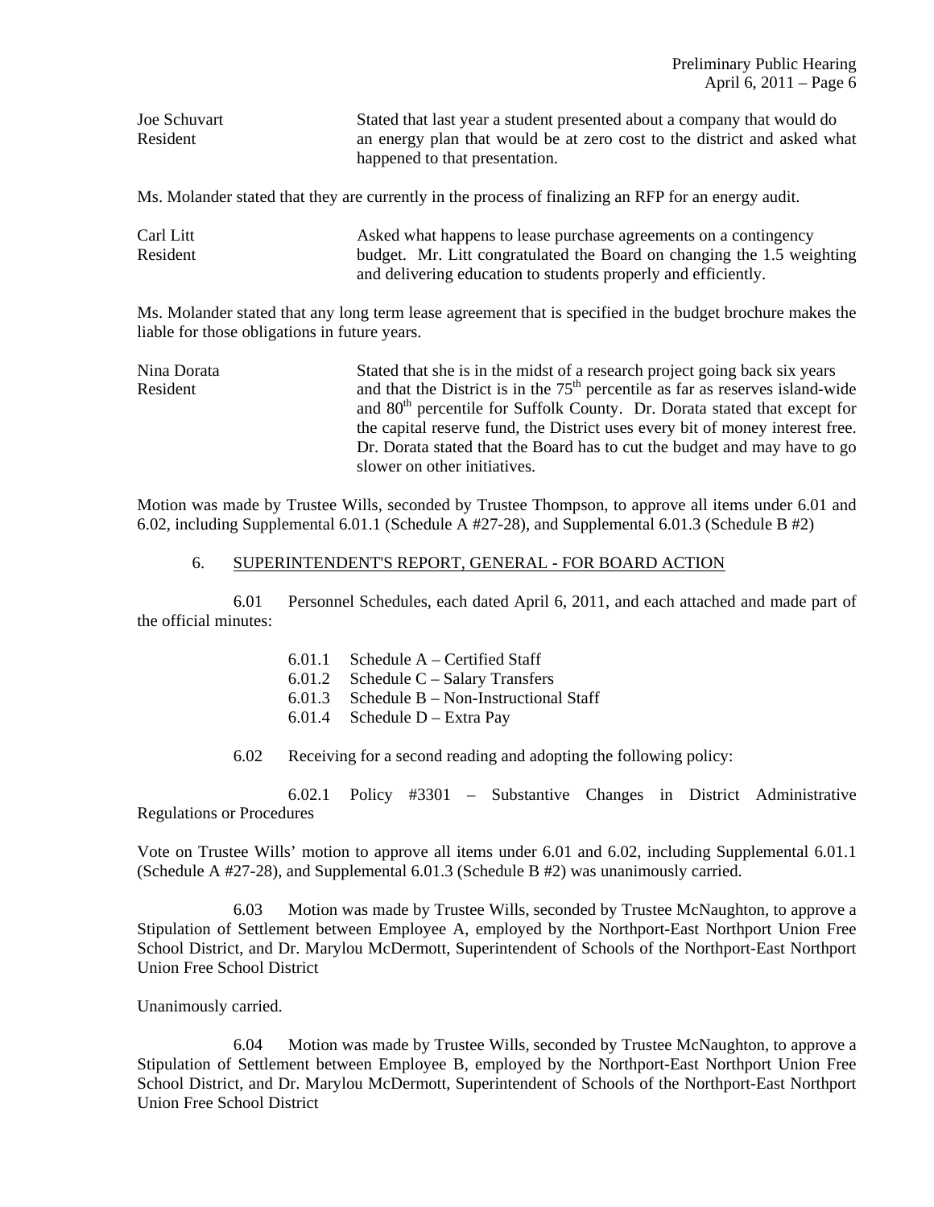Joe Schuvart
Resident

Stated that last year a student presented about a company that would do an energy plan that would be at zero cost to the district and asked what happened to that presentation.

Ms. Molander stated that they are currently in the process of finalizing an RFP for an energy audit.

Carl Litt
Resident

Asked what happens to lease purchase agreements on a contingency budget. Mr. Litt congratulated the Board on changing the 1.5 weighting and delivering education to students properly and efficiently.

Ms. Molander stated that any long term lease agreement that is specified in the budget brochure makes the liable for those obligations in future years.

Nina Dorata
Resident

Stated that she is in the midst of a research project going back six years and that the District is in the 75th percentile as far as reserves island-wide and 80th percentile for Suffolk County. Dr. Dorata stated that except for the capital reserve fund, the District uses every bit of money interest free. Dr. Dorata stated that the Board has to cut the budget and may have to go slower on other initiatives.

Motion was made by Trustee Wills, seconded by Trustee Thompson, to approve all items under 6.01 and 6.02, including Supplemental 6.01.1 (Schedule A #27-28), and Supplemental 6.01.3 (Schedule B #2)

6. SUPERINTENDENT'S REPORT, GENERAL - FOR BOARD ACTION

6.01 Personnel Schedules, each dated April 6, 2011, and each attached and made part of the official minutes:

- 6.01.1 Schedule A – Certified Staff
- 6.01.2 Schedule C – Salary Transfers
- 6.01.3 Schedule B – Non-Instructional Staff
- 6.01.4 Schedule D – Extra Pay

6.02 Receiving for a second reading and adopting the following policy:

6.02.1 Policy #3301 – Substantive Changes in District Administrative Regulations or Procedures

Vote on Trustee Wills' motion to approve all items under 6.01 and 6.02, including Supplemental 6.01.1 (Schedule A #27-28), and Supplemental 6.01.3 (Schedule B #2) was unanimously carried.

6.03 Motion was made by Trustee Wills, seconded by Trustee McNaughton, to approve a Stipulation of Settlement between Employee A, employed by the Northport-East Northport Union Free School District, and Dr. Marylou McDermott, Superintendent of Schools of the Northport-East Northport Union Free School District

Unanimously carried.

6.04 Motion was made by Trustee Wills, seconded by Trustee McNaughton, to approve a Stipulation of Settlement between Employee B, employed by the Northport-East Northport Union Free School District, and Dr. Marylou McDermott, Superintendent of Schools of the Northport-East Northport Union Free School District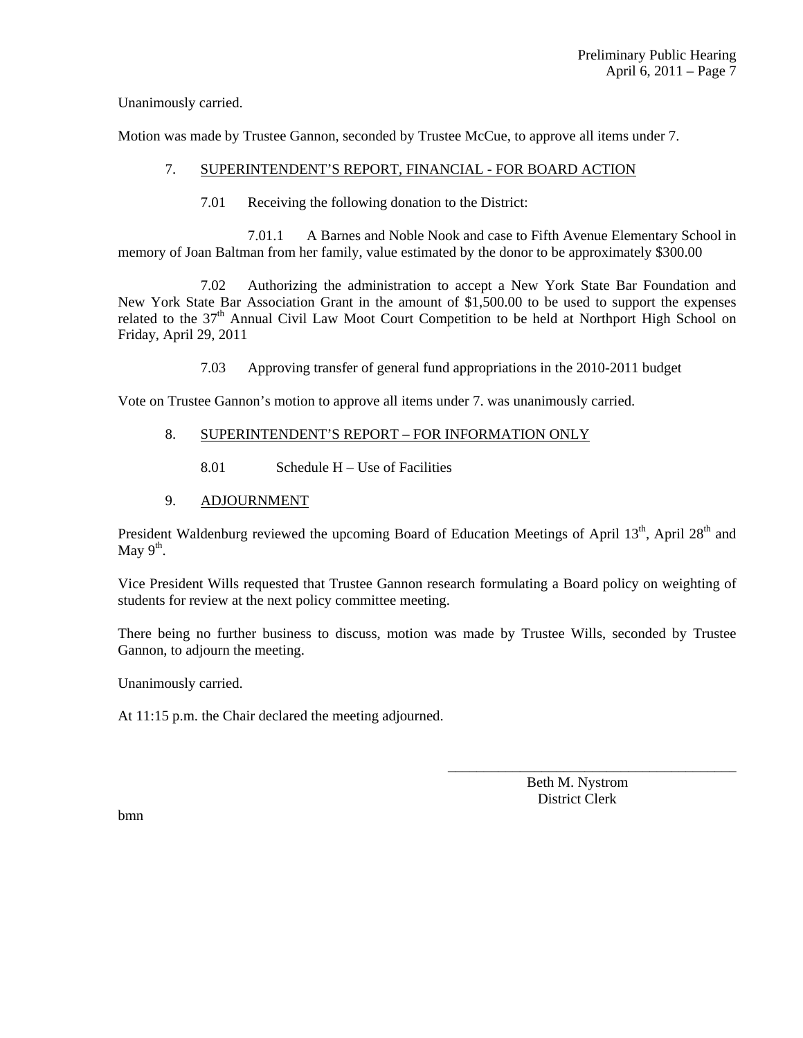Unanimously carried.

Motion was made by Trustee Gannon, seconded by Trustee McCue, to approve all items under 7.

7. SUPERINTENDENT'S REPORT, FINANCIAL - FOR BOARD ACTION

7.01 Receiving the following donation to the District:

7.01.1 A Barnes and Noble Nook and case to Fifth Avenue Elementary School in memory of Joan Baltman from her family, value estimated by the donor to be approximately $300.00

7.02 Authorizing the administration to accept a New York State Bar Foundation and New York State Bar Association Grant in the amount of $1,500.00 to be used to support the expenses related to the 37th Annual Civil Law Moot Court Competition to be held at Northport High School on Friday, April 29, 2011

7.03 Approving transfer of general fund appropriations in the 2010-2011 budget

Vote on Trustee Gannon's motion to approve all items under 7. was unanimously carried.

8. SUPERINTENDENT'S REPORT – FOR INFORMATION ONLY

8.01 Schedule H – Use of Facilities

9. ADJOURNMENT

President Waldenburg reviewed the upcoming Board of Education Meetings of April 13th, April 28th and May 9th.

Vice President Wills requested that Trustee Gannon research formulating a Board policy on weighting of students for review at the next policy committee meeting.

There being no further business to discuss, motion was made by Trustee Wills, seconded by Trustee Gannon, to adjourn the meeting.

Unanimously carried.

At 11:15 p.m. the Chair declared the meeting adjourned.

\_\_\_\_\_\_\_\_\_\_\_\_\_\_\_\_\_\_\_\_\_\_\_\_\_\_\_\_\_\_\_\_\_\_\_\_\_\_\_\_

Beth M. Nystrom
District Clerk

bmn